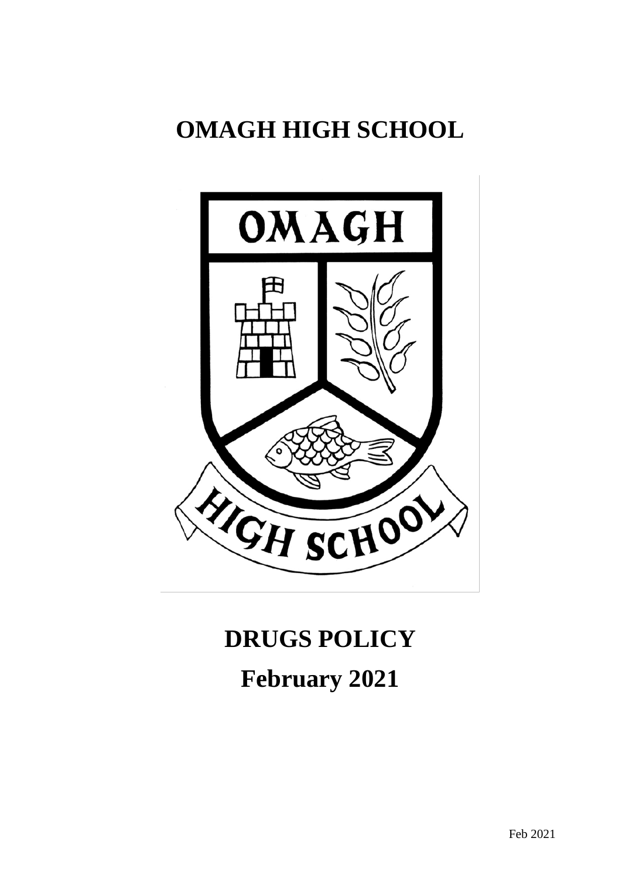# OMAGH HIGH SCHOOL

# DRUGS POLICY

# February 2021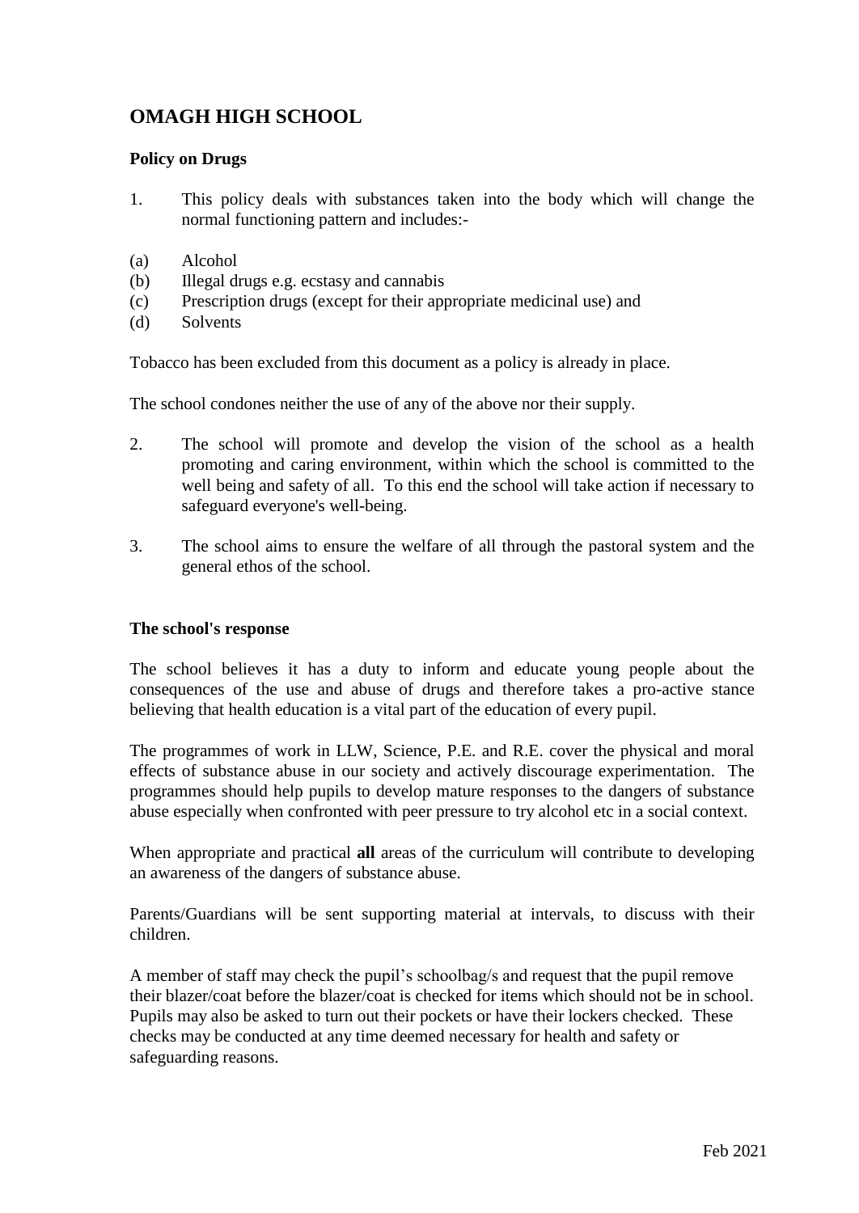# OMAGH HIGH SCHOOL

**Policy on Drugs**

1. This policy deals with substances taken into the body which will change the normal functioning pattern and includes:-

(a) Alcohol
(b) Illegal drugs e.g. ecstasy and cannabis
(c) Prescription drugs (except for their appropriate medicinal use) and
(d) Solvents

Tobacco has been excluded from this document as a policy is already in place.

The school condones neither the use of any of the above nor their supply.

2. The school will promote and develop the vision of the school as a health promoting and caring environment, within which the school is committed to the well being and safety of all. To this end the school will take action if necessary to safeguard everyone's well-being.

3. The school aims to ensure the welfare of all through the pastoral system and the general ethos of the school.

**The school's response**

The school believes it has a duty to inform and educate young people about the consequences of the use and abuse of drugs and therefore takes a pro-active stance believing that health education is a vital part of the education of every pupil.

The programmes of work in LLW, Science, P.E. and R.E. cover the physical and moral effects of substance abuse in our society and actively discourage experimentation. The programmes should help pupils to develop mature responses to the dangers of substance abuse especially when confronted with peer pressure to try alcohol etc in a social context.

When appropriate and practical **all** areas of the curriculum will contribute to developing an awareness of the dangers of substance abuse.

Parents/Guardians will be sent supporting material at intervals, to discuss with their children.

A member of staff may check the pupil's schoolbag/s and request that the pupil remove their blazer/coat before the blazer/coat is checked for items which should not be in school. Pupils may also be asked to turn out their pockets or have their lockers checked. These checks may be conducted at any time deemed necessary for health and safety or safeguarding reasons.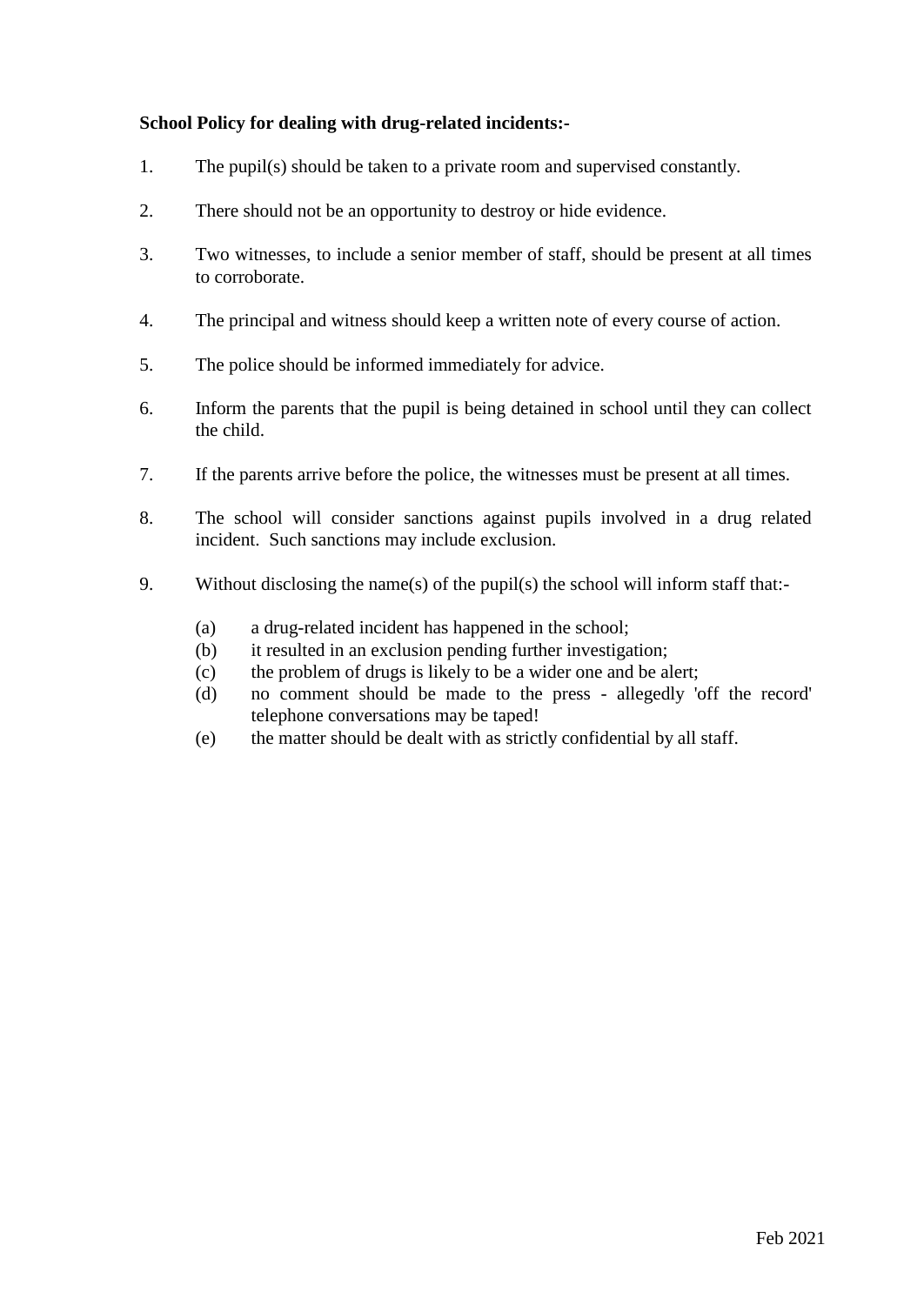**School Policy for dealing with drug-related incidents:-**

1. The pupil(s) should be taken to a private room and supervised constantly.

2. There should not be an opportunity to destroy or hide evidence.

3. Two witnesses, to include a senior member of staff, should be present at all times to corroborate.

4. The principal and witness should keep a written note of every course of action.

5. The police should be informed immediately for advice.

6. Inform the parents that the pupil is being detained in school until they can collect the child.

7. If the parents arrive before the police, the witnesses must be present at all times.

8. The school will consider sanctions against pupils involved in a drug related incident. Such sanctions may include exclusion.

9. Without disclosing the name(s) of the pupil(s) the school will inform staff that:-

   (a) a drug-related incident has happened in the school;
   (b) it resulted in an exclusion pending further investigation;
   (c) the problem of drugs is likely to be a wider one and be alert;
   (d) no comment should be made to the press - allegedly 'off the record' telephone conversations may be taped!
   (e) the matter should be dealt with as strictly confidential by all staff.

Feb 2021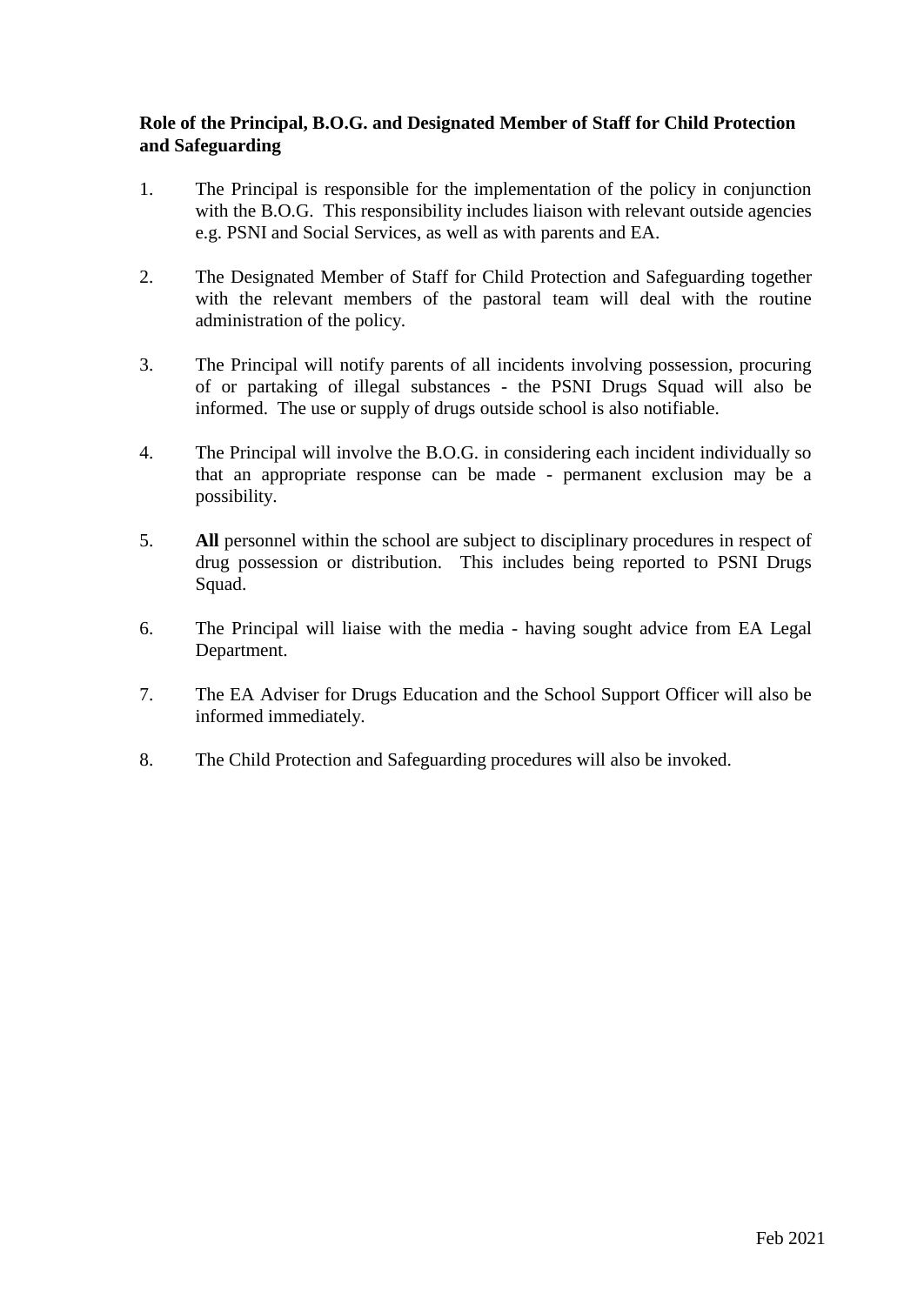**Role of the Principal, B.O.G. and Designated Member of Staff for Child Protection and Safeguarding**

1. The Principal is responsible for the implementation of the policy in conjunction with the B.O.G. This responsibility includes liaison with relevant outside agencies e.g. PSNI and Social Services, as well as with parents and EA.

2. The Designated Member of Staff for Child Protection and Safeguarding together with the relevant members of the pastoral team will deal with the routine administration of the policy.

3. The Principal will notify parents of all incidents involving possession, procuring of or partaking of illegal substances - the PSNI Drugs Squad will also be informed. The use or supply of drugs outside school is also notifiable.

4. The Principal will involve the B.O.G. in considering each incident individually so that an appropriate response can be made - permanent exclusion may be a possibility.

5. **All** personnel within the school are subject to disciplinary procedures in respect of drug possession or distribution. This includes being reported to PSNI Drugs Squad.

6. The Principal will liaise with the media - having sought advice from EA Legal Department.

7. The EA Adviser for Drugs Education and the School Support Officer will also be informed immediately.

8. The Child Protection and Safeguarding procedures will also be invoked.

Feb 2021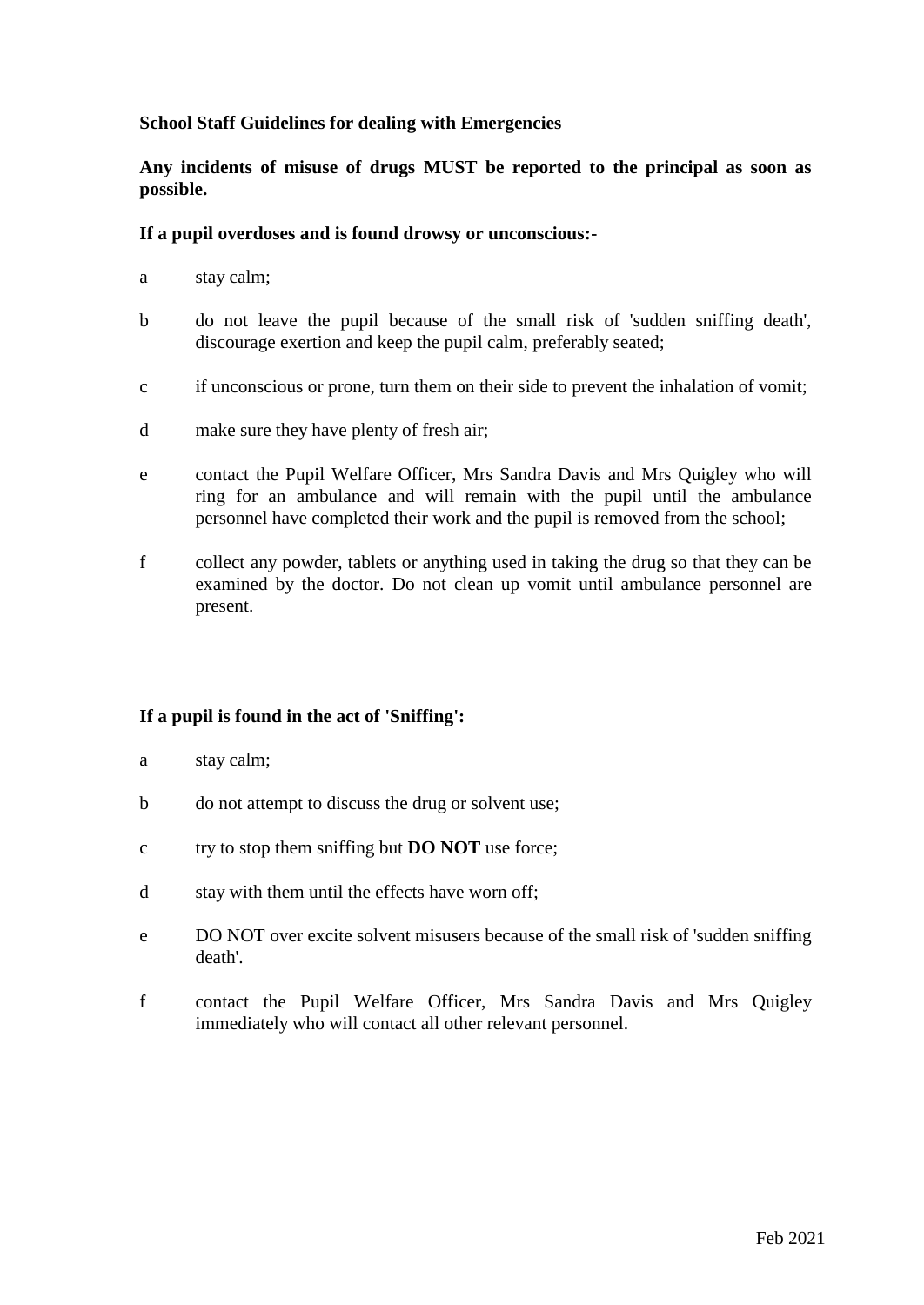**School Staff Guidelines for dealing with Emergencies**

**Any incidents of misuse of drugs MUST be reported to the principal as soon as possible.**

**If a pupil overdoses and is found drowsy or unconscious:-**

a) stay calm;

b) do not leave the pupil because of the small risk of 'sudden sniffing death', discourage exertion and keep the pupil calm, preferably seated;

c) if unconscious or prone, turn them on their side to prevent the inhalation of vomit;

d) make sure they have plenty of fresh air;

e) contact the Pupil Welfare Officer, Mrs Sandra Davis and Mrs Quigley who will ring for an ambulance and will remain with the pupil until the ambulance personnel have completed their work and the pupil is removed from the school;

f) collect any powder, tablets or anything used in taking the drug so that they can be examined by the doctor. Do not clean up vomit until ambulance personnel are present.

**If a pupil is found in the act of 'Sniffing':**

a) stay calm;

b) do not attempt to discuss the drug or solvent use;

c) try to stop them sniffing but **DO NOT** use force;

d) stay with them until the effects have worn off;

e) DO NOT over excite solvent misusers because of the small risk of 'sudden sniffing death'.

f) contact the Pupil Welfare Officer, Mrs Sandra Davis and Mrs Quigley immediately who will contact all other relevant personnel.

Feb 2021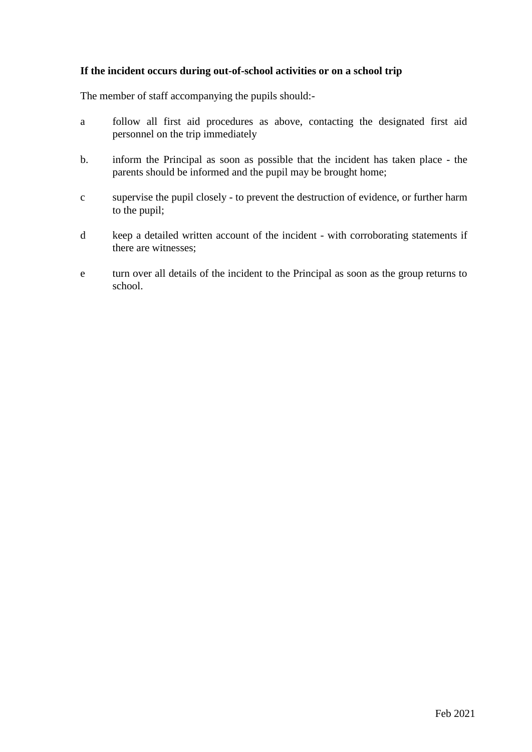**If the incident occurs during out-of-school activities or on a school trip**

The member of staff accompanying the pupils should:-

a follow all first aid procedures as above, contacting the designated first aid personnel on the trip immediately

b. inform the Principal as soon as possible that the incident has taken place - the parents should be informed and the pupil may be brought home;

c supervise the pupil closely - to prevent the destruction of evidence, or further harm to the pupil;

d keep a detailed written account of the incident - with corroborating statements if there are witnesses;

e turn over all details of the incident to the Principal as soon as the group returns to school.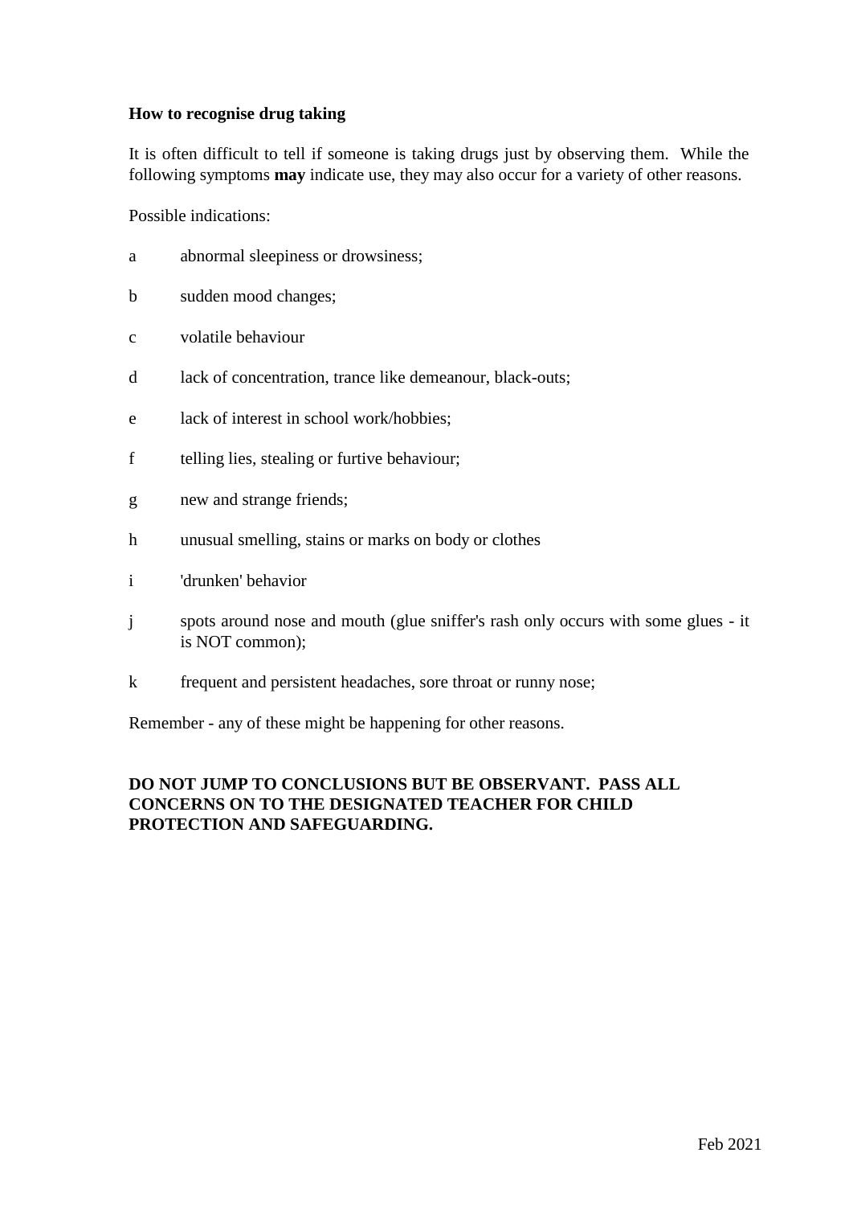**How to recognise drug taking**

It is often difficult to tell if someone is taking drugs just by observing them. While the following symptoms **may** indicate use, they may also occur for a variety of other reasons.

Possible indications:

a abnormal sleepiness or drowsiness;

b sudden mood changes;

c volatile behaviour

d lack of concentration, trance like demeanour, black-outs;

e lack of interest in school work/hobbies;

f telling lies, stealing or furtive behaviour;

g new and strange friends;

h unusual smelling, stains or marks on body or clothes

i 'drunken' behavior

j spots around nose and mouth (glue sniffer's rash only occurs with some glues - it is NOT common);

k frequent and persistent headaches, sore throat or runny nose;

Remember - any of these might be happening for other reasons.

**DO NOT JUMP TO CONCLUSIONS BUT BE OBSERVANT. PASS ALL CONCERNS ON TO THE DESIGNATED TEACHER FOR CHILD PROTECTION AND SAFEGUARDING.**

Feb 2021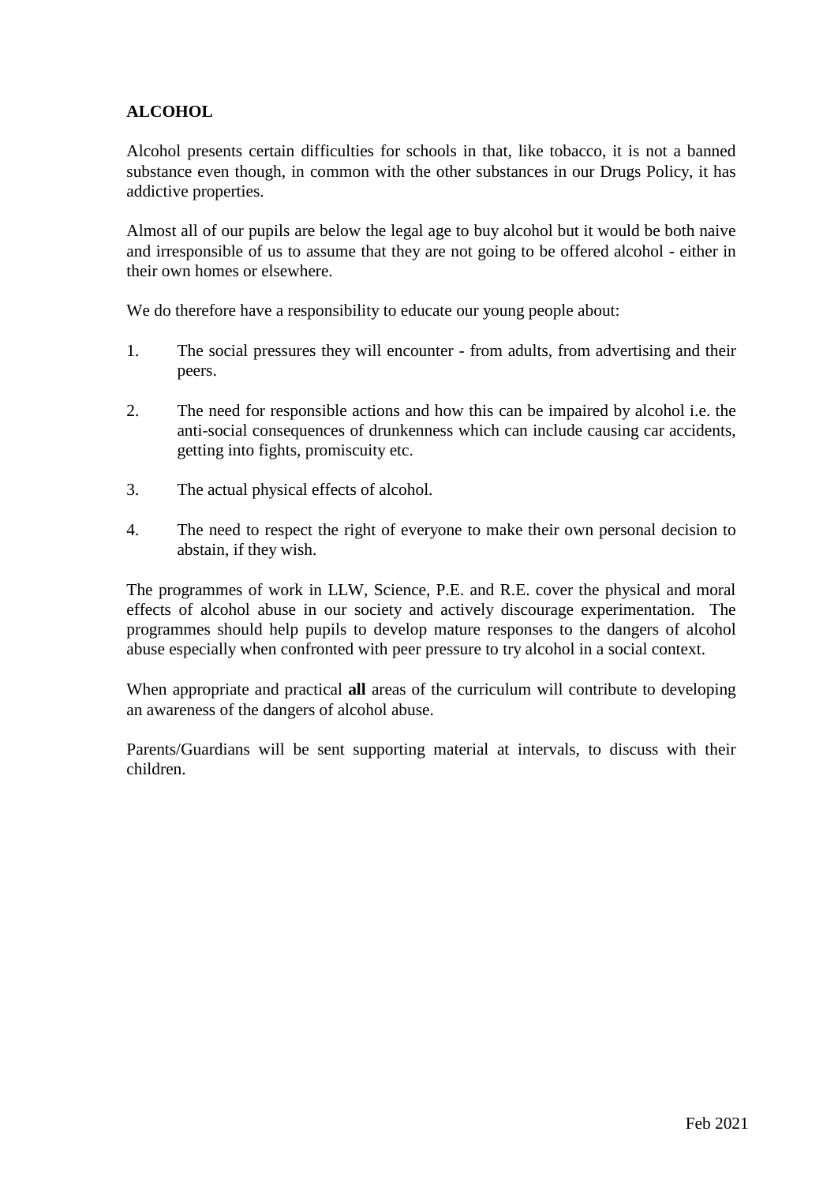**ALCOHOL**

Alcohol presents certain difficulties for schools in that, like tobacco, it is not a banned substance even though, in common with the other substances in our Drugs Policy, it has addictive properties.

Almost all of our pupils are below the legal age to buy alcohol but it would be both naive and irresponsible of us to assume that they are not going to be offered alcohol - either in their own homes or elsewhere.

We do therefore have a responsibility to educate our young people about:

1. The social pressures they will encounter - from adults, from advertising and their peers.

2. The need for responsible actions and how this can be impaired by alcohol i.e. the anti-social consequences of drunkenness which can include causing car accidents, getting into fights, promiscuity etc.

3. The actual physical effects of alcohol.

4. The need to respect the right of everyone to make their own personal decision to abstain, if they wish.

The programmes of work in LLW, Science, P.E. and R.E. cover the physical and moral effects of alcohol abuse in our society and actively discourage experimentation. The programmes should help pupils to develop mature responses to the dangers of alcohol abuse especially when confronted with peer pressure to try alcohol in a social context.

When appropriate and practical **all** areas of the curriculum will contribute to developing an awareness of the dangers of alcohol abuse.

Parents/Guardians will be sent supporting material at intervals, to discuss with their children.

Feb 2021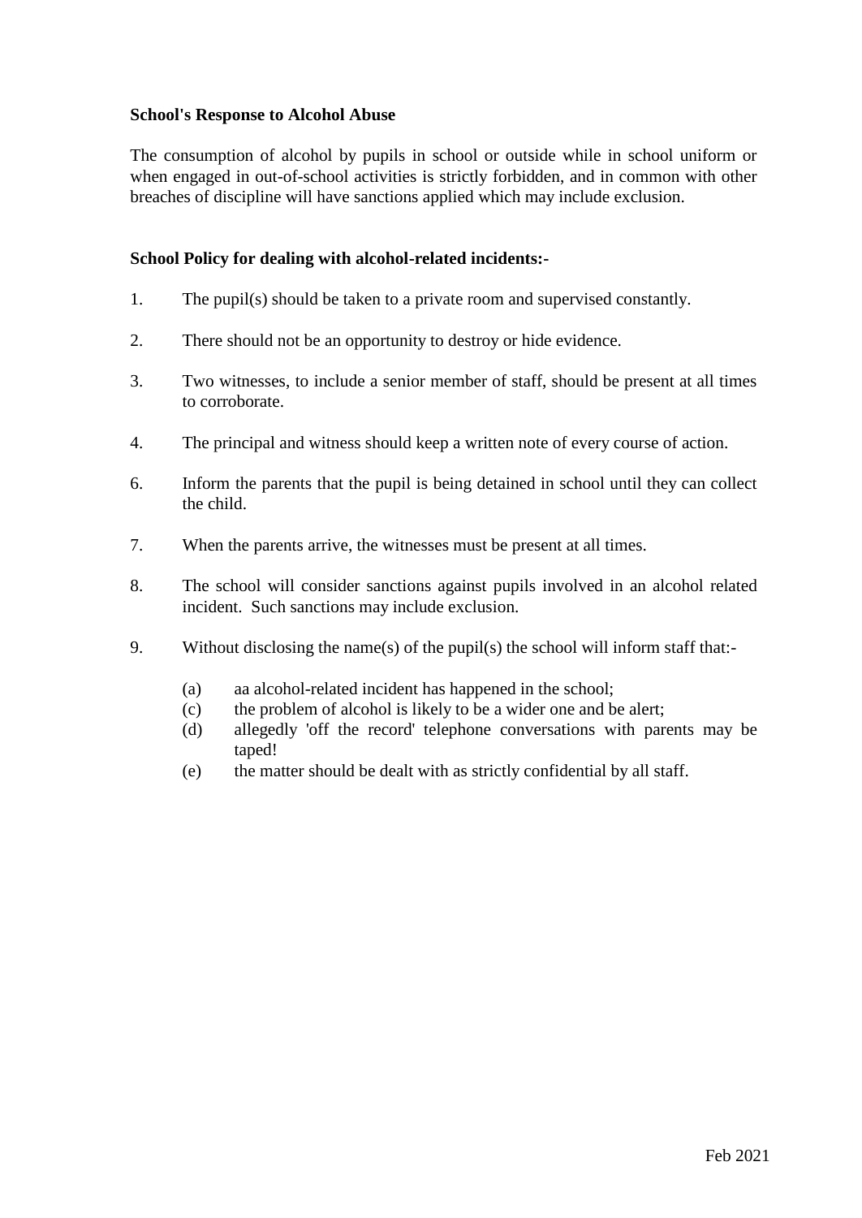**School's Response to Alcohol Abuse**

The consumption of alcohol by pupils in school or outside while in school uniform or when engaged in out-of-school activities is strictly forbidden, and in common with other breaches of discipline will have sanctions applied which may include exclusion.

**School Policy for dealing with alcohol-related incidents:-**

1. The pupil(s) should be taken to a private room and supervised constantly.

2. There should not be an opportunity to destroy or hide evidence.

3. Two witnesses, to include a senior member of staff, should be present at all times to corroborate.

4. The principal and witness should keep a written note of every course of action.

6. Inform the parents that the pupil is being detained in school until they can collect the child.

7. When the parents arrive, the witnesses must be present at all times.

8. The school will consider sanctions against pupils involved in an alcohol related incident. Such sanctions may include exclusion.

9. Without disclosing the name(s) of the pupil(s) the school will inform staff that:-

   (a) aa alcohol-related incident has happened in the school;
   (c) the problem of alcohol is likely to be a wider one and be alert;
   (d) allegedly 'off the record' telephone conversations with parents may be taped!
   (e) the matter should be dealt with as strictly confidential by all staff.

Feb 2021